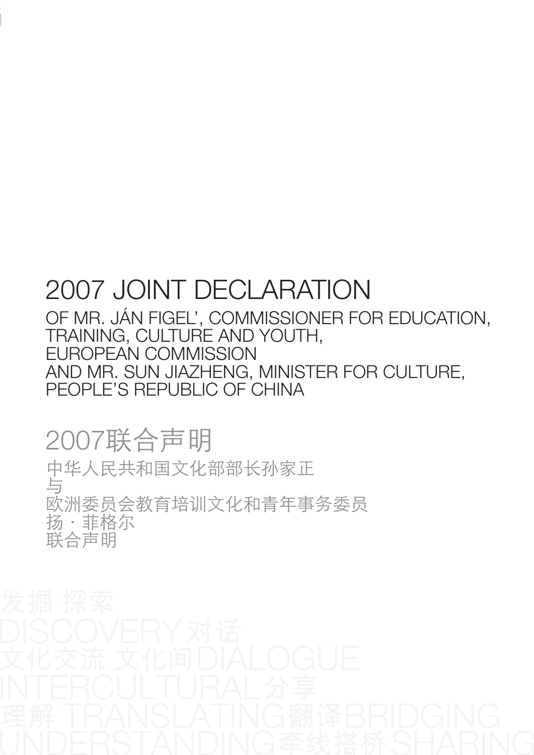# 2007 JOINT DECLARATION

OF MR. JÁN FIGEL', COMMISSIONER FOR EDUCATION, TRAINING, CULTURE AND YOUTH, EUROPEAN COMMISSION
AND MR. SUN JIAZHENG, MINISTER FOR CULTURE, PEOPLE'S REPUBLIC OF CHINA

# 2007联合声明

中华人民共和国文化部部长孙家正
与
欧洲委员会教育培训文化和青年事务委员
扬・菲格尔
联合声明

发掘 探索
DISCOVERY 对话
文化交流 文化间 DIALOGUE
INTERCULTURAL 分享
理解 TRANSLATING 翻译 BRIDGING
UNDERSTANDING 牵线搭桥 SHARING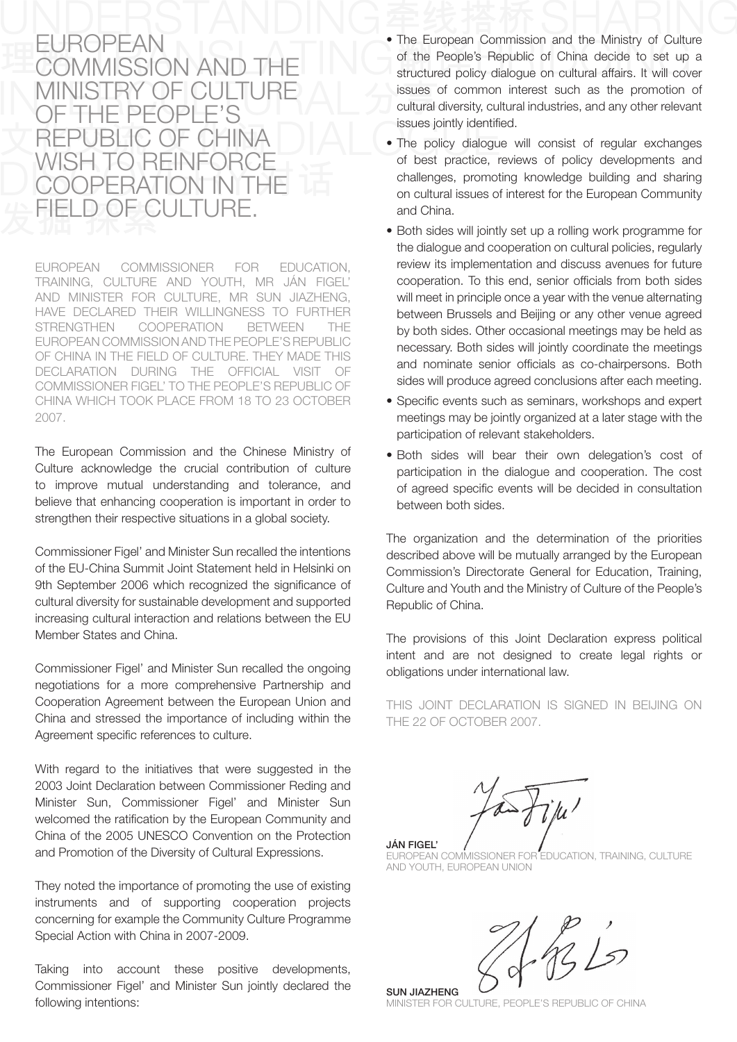# EUROPEAN COMMISSION AND THE MINISTRY OF CULTURE OF THE PEOPLE'S REPUBLIC OF CHINA WISH TO REINFORCE COOPERATION IN THE FIELD OF CULTURE.

EUROPEAN COMMISSIONER FOR EDUCATION, TRAINING, CULTURE AND YOUTH, MR JÁN FIGEL' AND MINISTER FOR CULTURE, MR SUN JIAZHENG, HAVE DECLARED THEIR WILLINGNESS TO FURTHER STRENGTHEN COOPERATION BETWEEN THE EUROPEAN COMMISSION AND THE PEOPLE'S REPUBLIC OF CHINA IN THE FIELD OF CULTURE. THEY MADE THIS DECLARATION DURING THE OFFICIAL VISIT OF COMMISSIONER FIGEL' TO THE PEOPLE'S REPUBLIC OF CHINA WHICH TOOK PLACE FROM 18 TO 23 OCTOBER 2007.

The European Commission and the Chinese Ministry of Culture acknowledge the crucial contribution of culture to improve mutual understanding and tolerance, and believe that enhancing cooperation is important in order to strengthen their respective situations in a global society.

Commissioner Figel' and Minister Sun recalled the intentions of the EU-China Summit Joint Statement held in Helsinki on 9th September 2006 which recognized the significance of cultural diversity for sustainable development and supported increasing cultural interaction and relations between the EU Member States and China.

Commissioner Figel' and Minister Sun recalled the ongoing negotiations for a more comprehensive Partnership and Cooperation Agreement between the European Union and China and stressed the importance of including within the Agreement specific references to culture.

With regard to the initiatives that were suggested in the 2003 Joint Declaration between Commissioner Reding and Minister Sun, Commissioner Figel' and Minister Sun welcomed the ratification by the European Community and China of the 2005 UNESCO Convention on the Protection and Promotion of the Diversity of Cultural Expressions.

They noted the importance of promoting the use of existing instruments and of supporting cooperation projects concerning for example the Community Culture Programme Special Action with China in 2007-2009.

Taking into account these positive developments, Commissioner Figel' and Minister Sun jointly declared the following intentions:

- The European Commission and the Ministry of Culture of the People's Republic of China decide to set up a structured policy dialogue on cultural affairs. It will cover issues of common interest such as the promotion of cultural diversity, cultural industries, and any other relevant issues jointly identified.
- The policy dialogue will consist of regular exchanges of best practice, reviews of policy developments and challenges, promoting knowledge building and sharing on cultural issues of interest for the European Community and China.
- Both sides will jointly set up a rolling work programme for the dialogue and cooperation on cultural policies, regularly review its implementation and discuss avenues for future cooperation. To this end, senior officials from both sides will meet in principle once a year with the venue alternating between Brussels and Beijing or any other venue agreed by both sides. Other occasional meetings may be held as necessary. Both sides will jointly coordinate the meetings and nominate senior officials as co-chairpersons. Both sides will produce agreed conclusions after each meeting.
- Specific events such as seminars, workshops and expert meetings may be jointly organized at a later stage with the participation of relevant stakeholders.
- Both sides will bear their own delegation's cost of participation in the dialogue and cooperation. The cost of agreed specific events will be decided in consultation between both sides.

The organization and the determination of the priorities described above will be mutually arranged by the European Commission's Directorate General for Education, Training, Culture and Youth and the Ministry of Culture of the People's Republic of China.

The provisions of this Joint Declaration express political intent and are not designed to create legal rights or obligations under international law.

THIS JOINT DECLARATION IS SIGNED IN BEIJING ON THE 22 OF OCTOBER 2007.

**JÁN FIGEL'**
EUROPEAN COMMISSIONER FOR EDUCATION, TRAINING, CULTURE AND YOUTH, EUROPEAN UNION

**SUN JIAZHENG**
MINISTER FOR CULTURE, PEOPLE'S REPUBLIC OF CHINA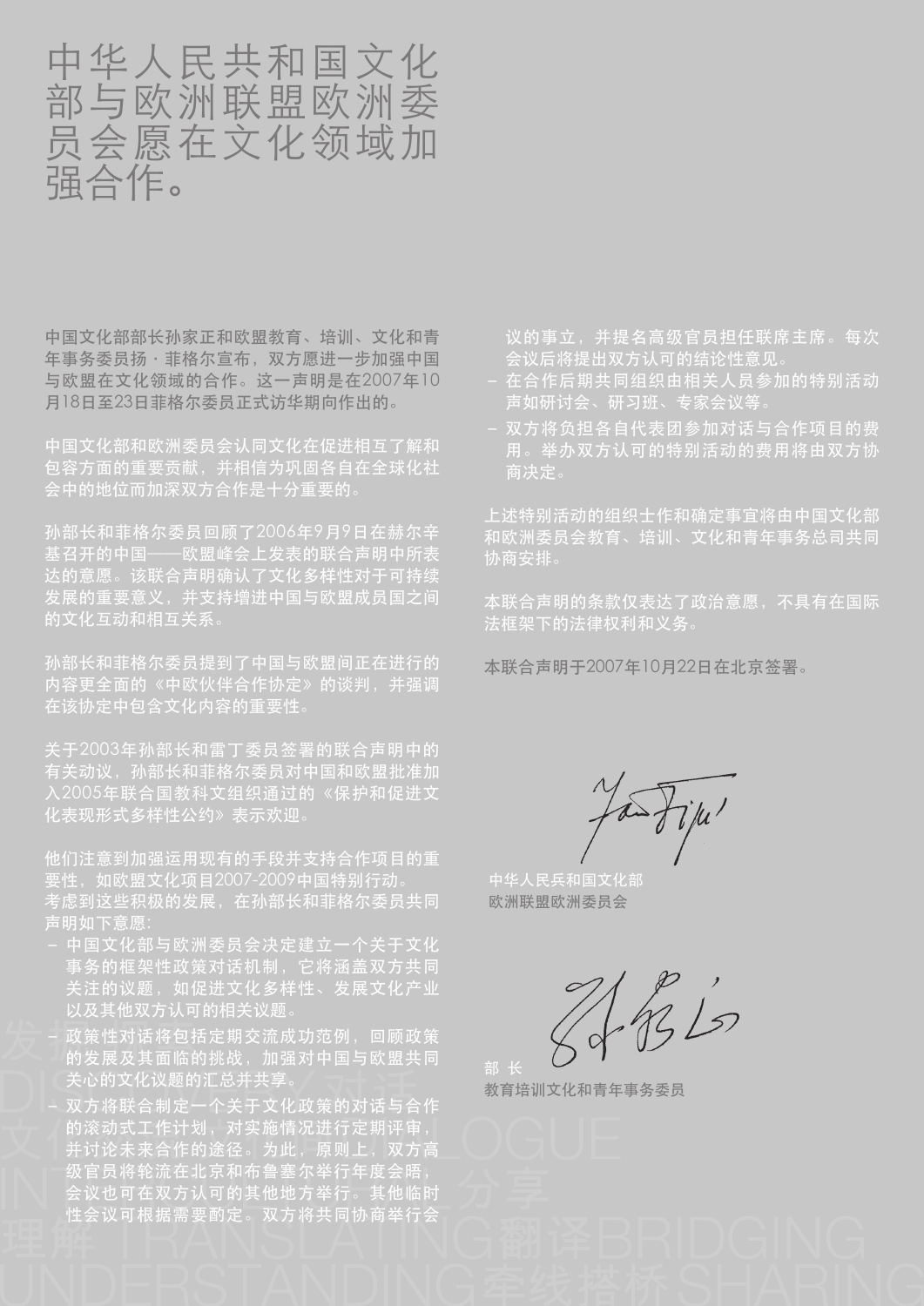# 中华人民共和国文化部与欧洲联盟欧洲委员会愿在文化领域加强合作。

中国文化部部长孙家正和欧盟教育、培训、文化和青年事务委员扬·菲格尔宣布，双方愿进一步加强中国与欧盟在文化领域的合作。这一声明是在2007年10月18日至23日菲格尔委员正式访华期向作出的。

中国文化部和欧洲委员会认同文化在促进相互了解和包容方面的重要贡献，并相信为巩固各自在全球化社会中的地位而加深双方合作是十分重要的。

孙部长和菲格尔委员回顾了2006年9月9日在赫尔辛基召开的中国——欧盟峰会上发表的联合声明中所表达的意愿。该联合声明确认了文化多样性对于可持续发展的重要意义，并支持增进中国与欧盟成员国之间的文化互动和相互关系。

孙部长和菲格尔委员提到了中国与欧盟间正在进行的内容更全面的《中欧伙伴合作协定》的谈判，并强调在该协定中包含文化内容的重要性。

关于2003年孙部长和雷丁委员签署的联合声明中的有关动议，孙部长和菲格尔委员对中国和欧盟批准加入2005年联合国教科文组织通过的《保护和促进文化表现形式多样性公约》表示欢迎。

他们注意到加强运用现有的手段并支持合作项目的重要性，如欧盟文化项目2007-2009中国特别行动。
考虑到这些积极的发展，在孙部长和菲格尔委员共同声明如下意愿:

- 中国文化部与欧洲委员会决定建立一个关于文化事务的框架性政策对话机制，它将涵盖双方共同关注的议题，如促进文化多样性、发展文化产业以及其他双方认可的相关议题。
- 政策性对话将包括定期交流成功范例，回顾政策的发展及其面临的挑战，加强对中国与欧盟共同关心的文化议题的汇总并共享。
- 双方将联合制定一个关于文化政策的对话与合作的滚动式工作计划，对实施情况进行定期评审，并讨论未来合作的途径。为此，原则上，双方高级官员将轮流在北京和布鲁塞尔举行年度会晤，会议也可在双方认可的其他地方举行。其他临时性会议可根据需要酌定。双方将共同协商举行会议的事立，并提名高级官员担任联席主席。每次会议后将提出双方认可的结论性意见。
- 在合作后期共同组织由相关人员参加的特别活动声如研讨会、研习班、专家会议等。
- 双方将负担各自代表团参加对话与合作项目的费用。举办双方认可的特别活动的费用将由双方协商决定。

上述特别活动的组织士作和确定事宜将由中国文化部和欧洲委员会教育、培训、文化和青年事务总司共同协商安排。

本联合声明的条款仅表达了政治意愿，不具有在国际法框架下的法律权利和义务。

本联合声明于2007年10月22日在北京签署。

中华人民兵和国文化部
欧洲联盟欧洲委员会

部 长
教育培训文化和青年事务委员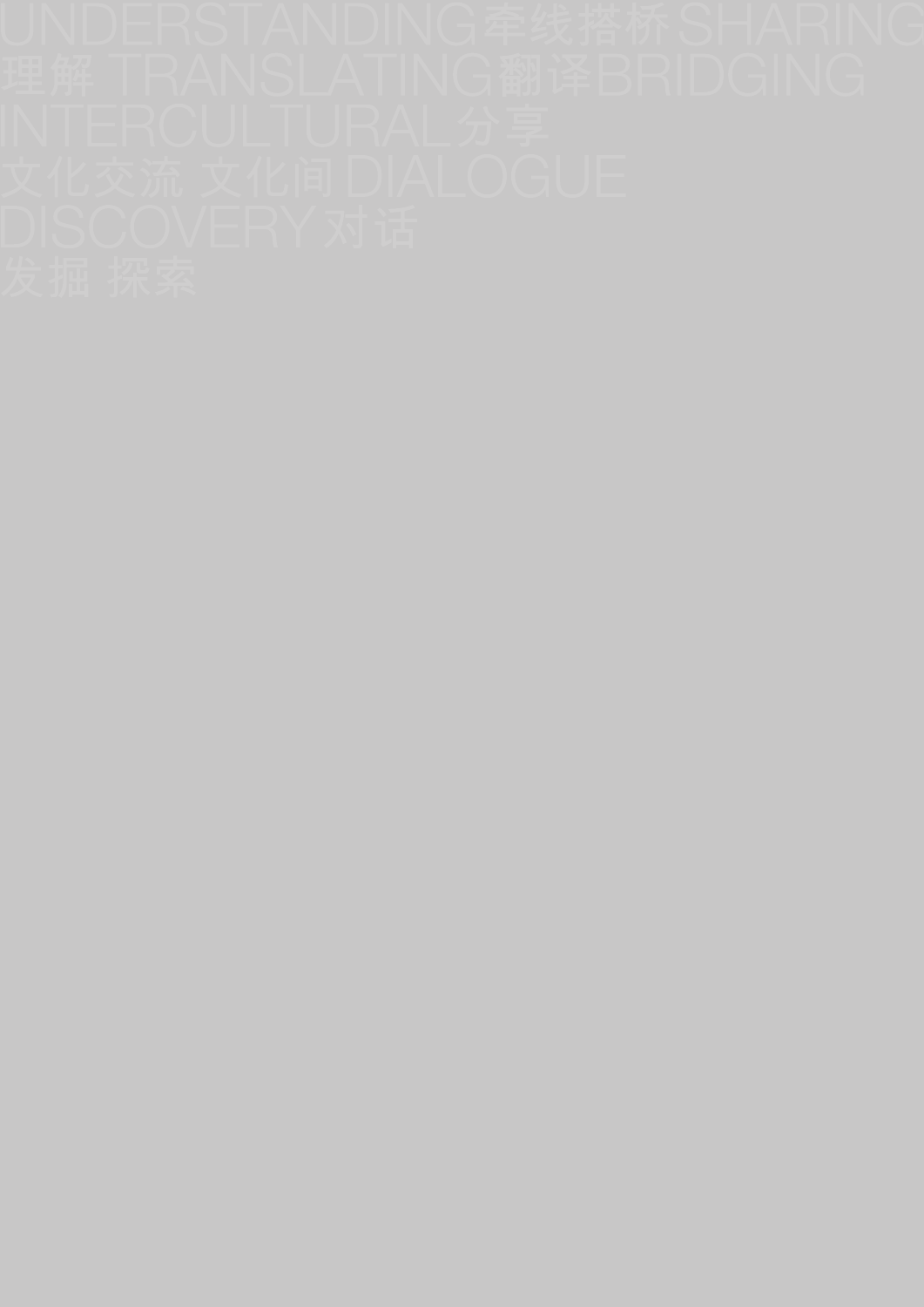UNDERSTANDING牵线搭桥SHARING
理解 TRANSLATING翻译BRIDGING
INTERCULTURAL分享
文化交流 文化间 DIALOGUE
DISCOVERY 对话
发掘 探索